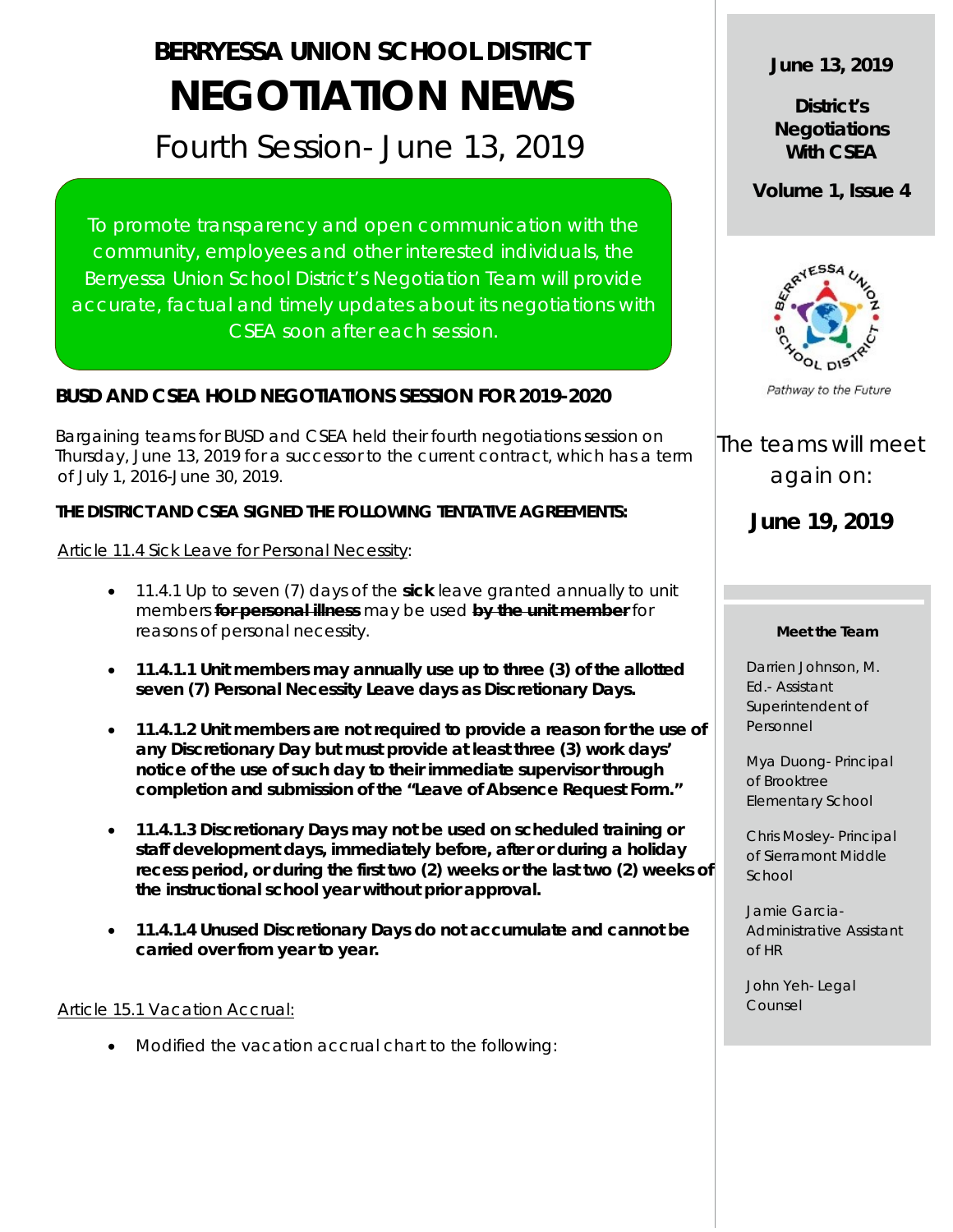# BERRYESSA UNION SCHOOL DISTRICT

# NEGOTIATION NEWS

## Fourth Session- June 13, 2019

To promote transparency and open communication with the community, employees and other interested individuals, the Berryessa Union School District's Negotiation Team will provide accurate, factual and timely updates about its negotiations with CSEA soon after each session.

### BUSD AND CSEA HOLD NEGOTIATIONS SESSION FOR 2019-2020

Bargaining teams for BUSD and CSEA held their fourth negotiations session on Thursday, June 13, 2019 for a successor to the current contract, which has a term of July 1, 2016-June 30, 2019.

**THE DISTRICT AND CSEA SIGNED THE FOLLOWING TENTATIVE AGREEMENTS:**

Article 11.4 Sick Leave for Personal Necessity:

- 11.4.1 Up to seven (7) days of the **sick** leave granted annually to unit members ~~**for personal illness**~~ may be used ~~**by the unit member**~~ for reasons of personal necessity.
- **11.4.1.1 Unit members may annually use up to three (3) of the allotted seven (7) Personal Necessity Leave days as Discretionary Days.**
- **11.4.1.2 Unit members are not required to provide a reason for the use of any Discretionary Day but must provide at least three (3) work days' notice of the use of such day to their immediate supervisor through completion and submission of the "Leave of Absence Request Form."**
- **11.4.1.3 Discretionary Days may not be used on scheduled training or staff development days, immediately before, after or during a holiday recess period, or during the first two (2) weeks or the last two (2) weeks of the instructional school year without prior approval.**
- **11.4.1.4 Unused Discretionary Days do not accumulate and cannot be carried over from year to year.**

Article 15.1 Vacation Accrual:

- Modified the vacation accrual chart to the following:

**June 13, 2019**

**District's Negotiations With CSEA**

**Volume 1, Issue 4**

*Pathway to the Future*

The teams will meet again on:

**June 19, 2019**

**Meet the Team**

Darrien Johnson, M. Ed.- Assistant Superintendent of Personnel

Mya Duong- Principal of Brooktree Elementary School

Chris Mosley- Principal of Sierramont Middle School

Jamie Garcia- Administrative Assistant of HR

John Yeh- Legal Counsel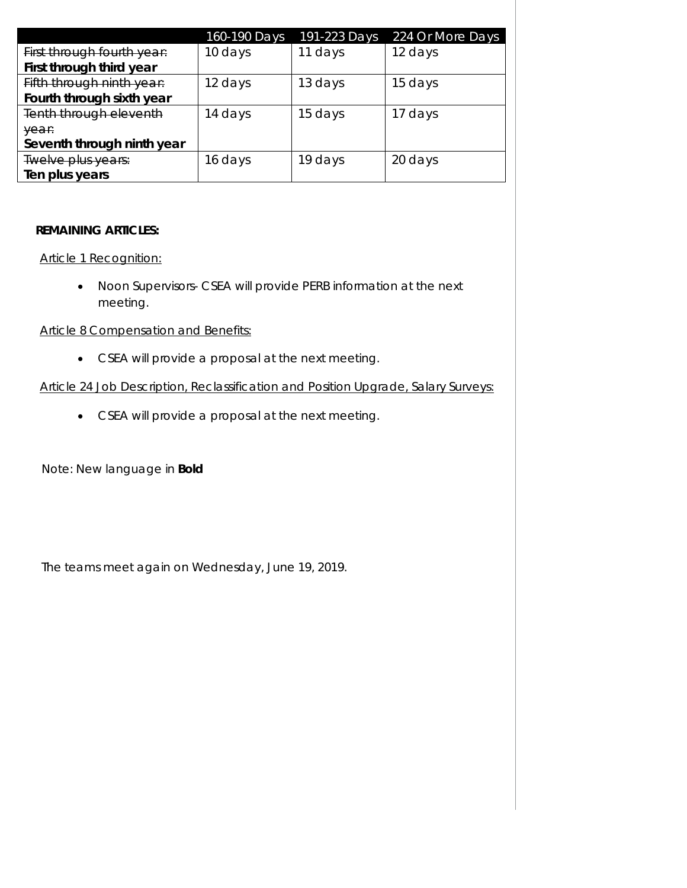| | 160-190 Days | 191-223 Days | 224 Or More Days |
|---|---|---|---|
| ~~First through fourth year:~~ **First through third year** | 10 days | 11 days | 12 days |
| ~~Fifth through ninth year:~~ **Fourth through sixth year** | 12 days | 13 days | 15 days |
| ~~Tenth through eleventh year:~~ **Seventh through ninth year** | 14 days | 15 days | 17 days |
| ~~Twelve plus years:~~ **Ten plus years** | 16 days | 19 days | 20 days |

**REMAINING ARTICLES:**

Article 1 Recognition:

- Noon Supervisors- CSEA will provide PERB information at the next meeting.

Article 8 Compensation and Benefits:

- CSEA will provide a proposal at the next meeting.

Article 24 Job Description, Reclassification and Position Upgrade, Salary Surveys:

- CSEA will provide a proposal at the next meeting.

Note: New language in **Bold**

The teams meet again on Wednesday, June 19, 2019.